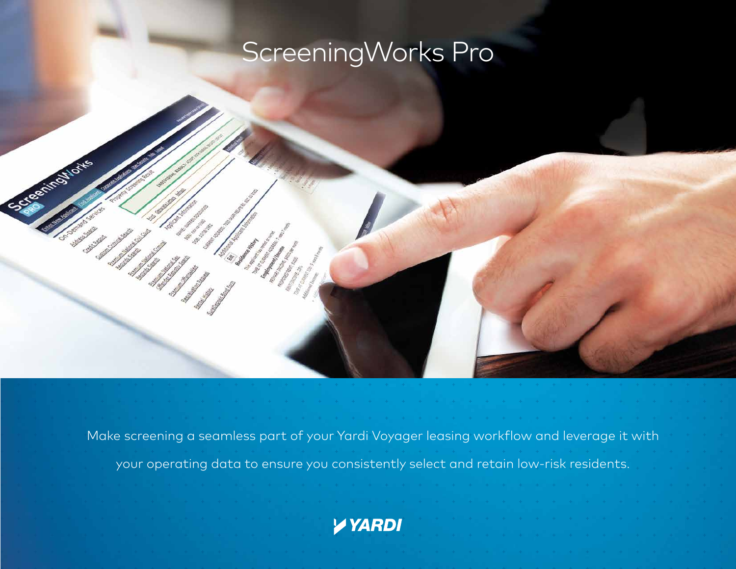# ScreeningWorks Pro

Make screening a seamless part of your Yardi Voyager leasing workflow and leverage it with your operating data to ensure you consistently select and retain low-risk residents.

YARDI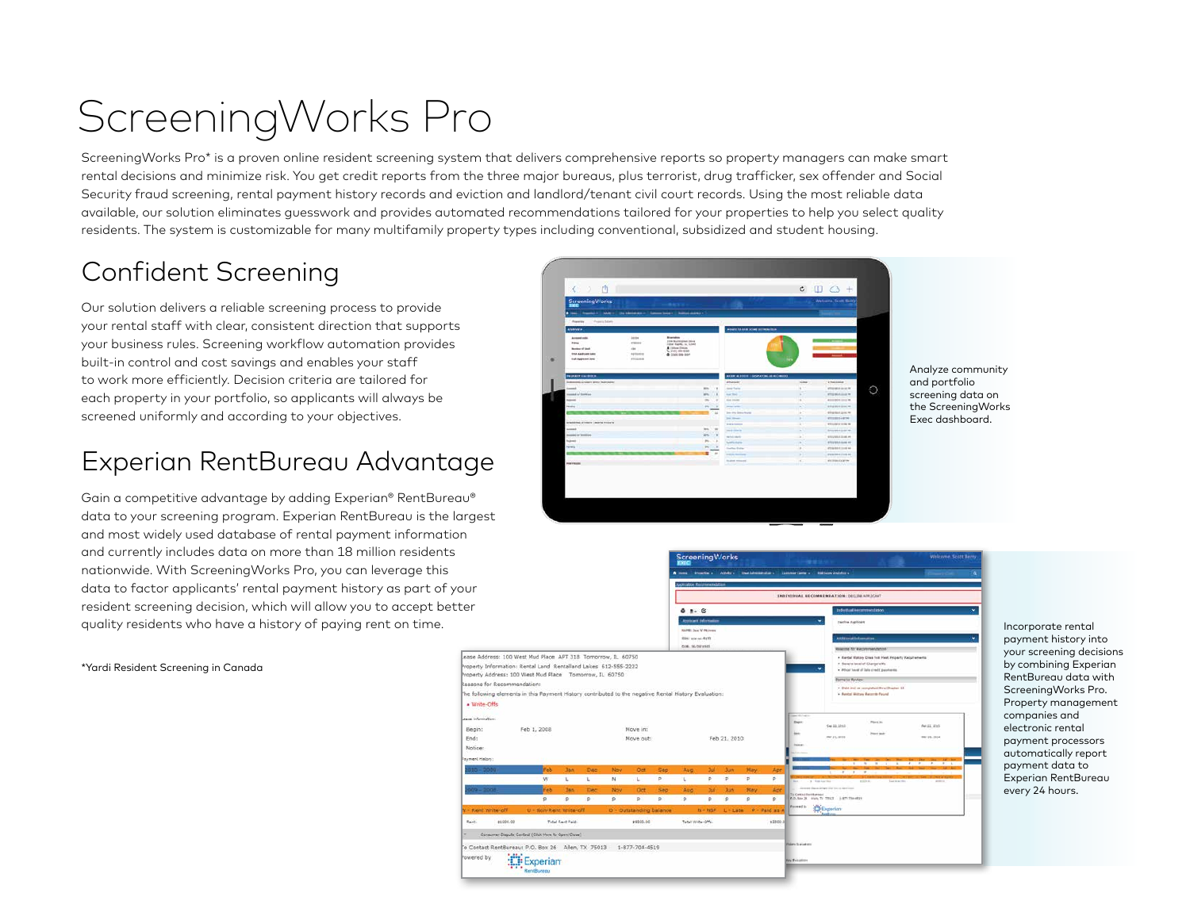# ScreeningWorks Pro

ScreeningWorks Pro* is a proven online resident screening system that delivers comprehensive reports so property managers can make smart rental decisions and minimize risk. You get credit reports from the three major bureaus, plus terrorist, drug trafficker, sex offender and Social Security fraud screening, rental payment history records and eviction and landlord/tenant civil court records. Using the most reliable data available, our solution eliminates guesswork and provides automated recommendations tailored for your properties to help you select quality residents. The system is customizable for many multifamily property types including conventional, subsidized and student housing.

## Confident Screening

Our solution delivers a reliable screening process to provide your rental staff with clear, consistent direction that supports your business rules. Screening workflow automation provides built-in control and cost savings and enables your staff to work more efficiently. Decision criteria are tailored for each property in your portfolio, so applicants will always be screened uniformly and according to your objectives.

## Experian RentBureau Advantage

Gain a competitive advantage by adding Experian® RentBureau® data to your screening program. Experian RentBureau is the largest and most widely used database of rental payment information and currently includes data on more than 18 million residents nationwide. With ScreeningWorks Pro, you can leverage this data to factor applicants' rental payment history as part of your resident screening decision, which will allow you to accept better quality residents who have a history of paying rent on time.

*Yardi Resident Screening in Canada

Analyze community and portfolio screening data on the ScreeningWorks Exec dashboard.

Incorporate rental payment history into your screening decisions by combining Experian RentBureau data with ScreeningWorks Pro. Property management companies and electronic rental payment processors automatically report payment data to Experian RentBureau every 24 hours.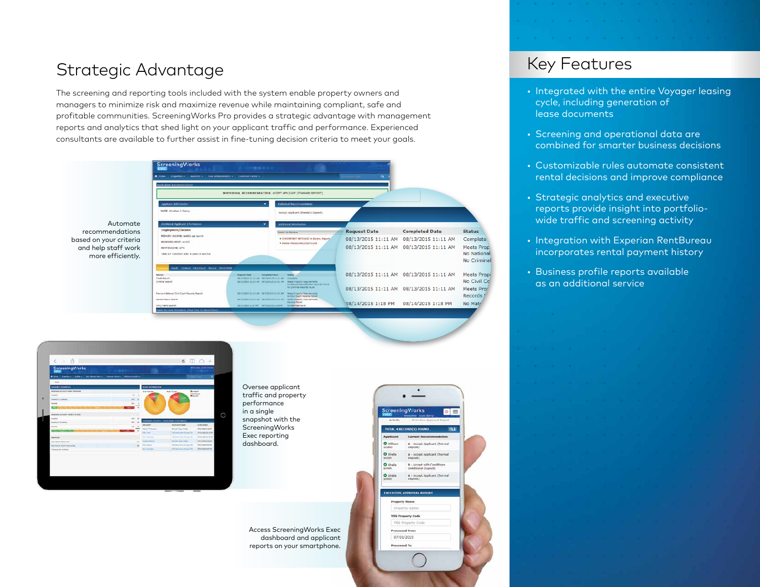## Strategic Advantage

The screening and reporting tools included with the system enable property owners and managers to minimize risk and maximize revenue while maintaining compliant, safe and profitable communities. ScreeningWorks Pro provides a strategic advantage with management reports and analytics that shed light on your applicant traffic and performance. Experienced consultants are available to further assist in fine-tuning decision criteria to meet your goals.

Automate recommendations based on your criteria and help staff work more efficiently.

Oversee applicant traffic and property performance in a single snapshot with the ScreeningWorks Exec reporting dashboard.

Access ScreeningWorks Exec dashboard and applicant reports on your smartphone.

## Key Features

- Integrated with the entire Voyager leasing cycle, including generation of lease documents
- Screening and operational data are combined for smarter business decisions
- Customizable rules automate consistent rental decisions and improve compliance
- Strategic analytics and executive reports provide insight into portfolio-wide traffic and screening activity
- Integration with Experian RentBureau incorporates rental payment history
- Business profile reports available as an additional service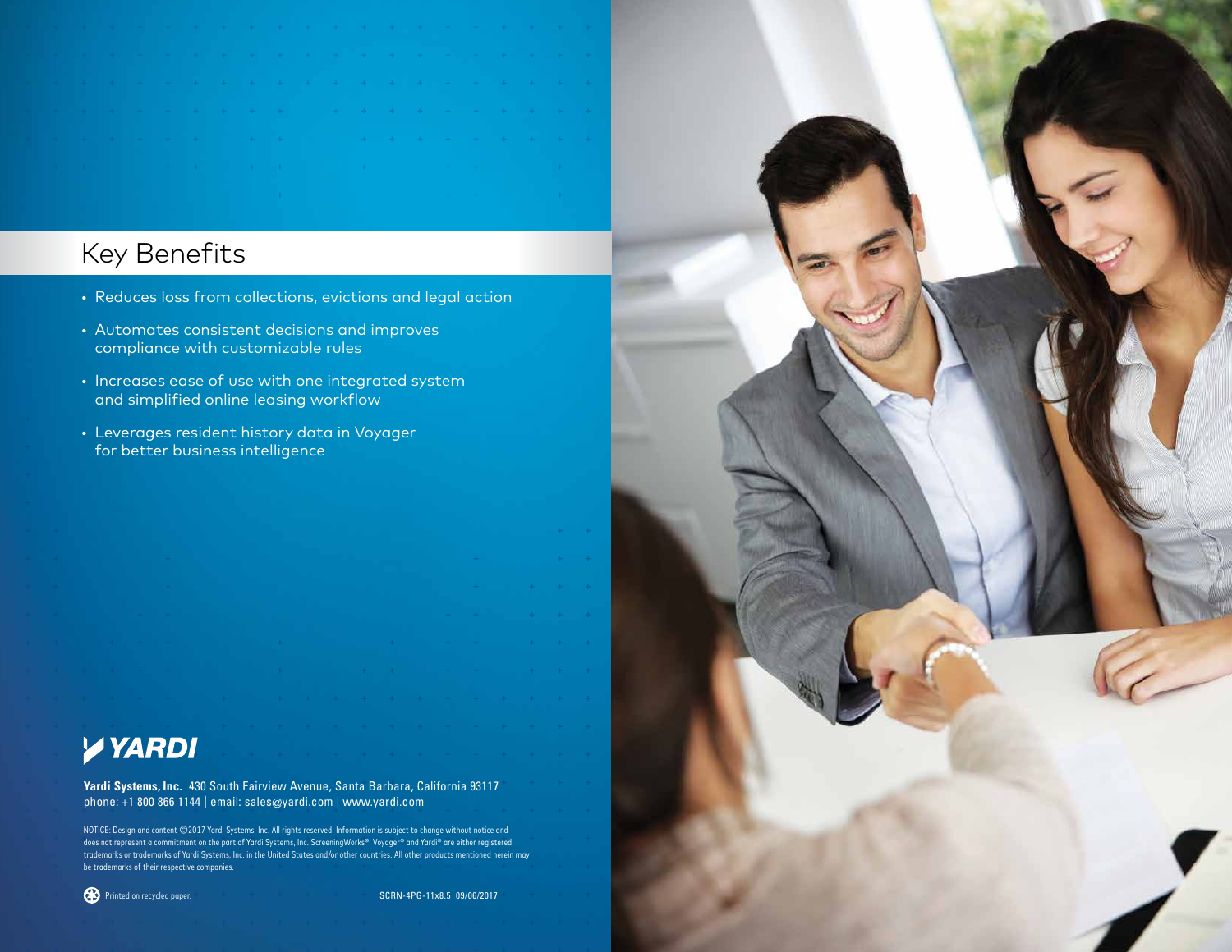## Key Benefits

- Reduces loss from collections, evictions and legal action
- Automates consistent decisions and improves compliance with customizable rules
- Increases ease of use with one integrated system and simplified online leasing workflow
- Leverages resident history data in Voyager for better business intelligence

YARDI

**Yardi Systems, Inc.** 430 South Fairview Avenue, Santa Barbara, California 93117
phone: +1 800 866 1144 | email: sales@yardi.com | www.yardi.com

NOTICE: Design and content ©2017 Yardi Systems, Inc. All rights reserved. Information is subject to change without notice and does not represent a commitment on the part of Yardi Systems, Inc. ScreeningWorks®, Voyager® and Yardi® are either registered trademarks or trademarks of Yardi Systems, Inc. in the United States and/or other countries. All other products mentioned herein may be trademarks of their respective companies.

Printed on recycled paper.

SCRN-4PG-11x8.5 09/06/2017